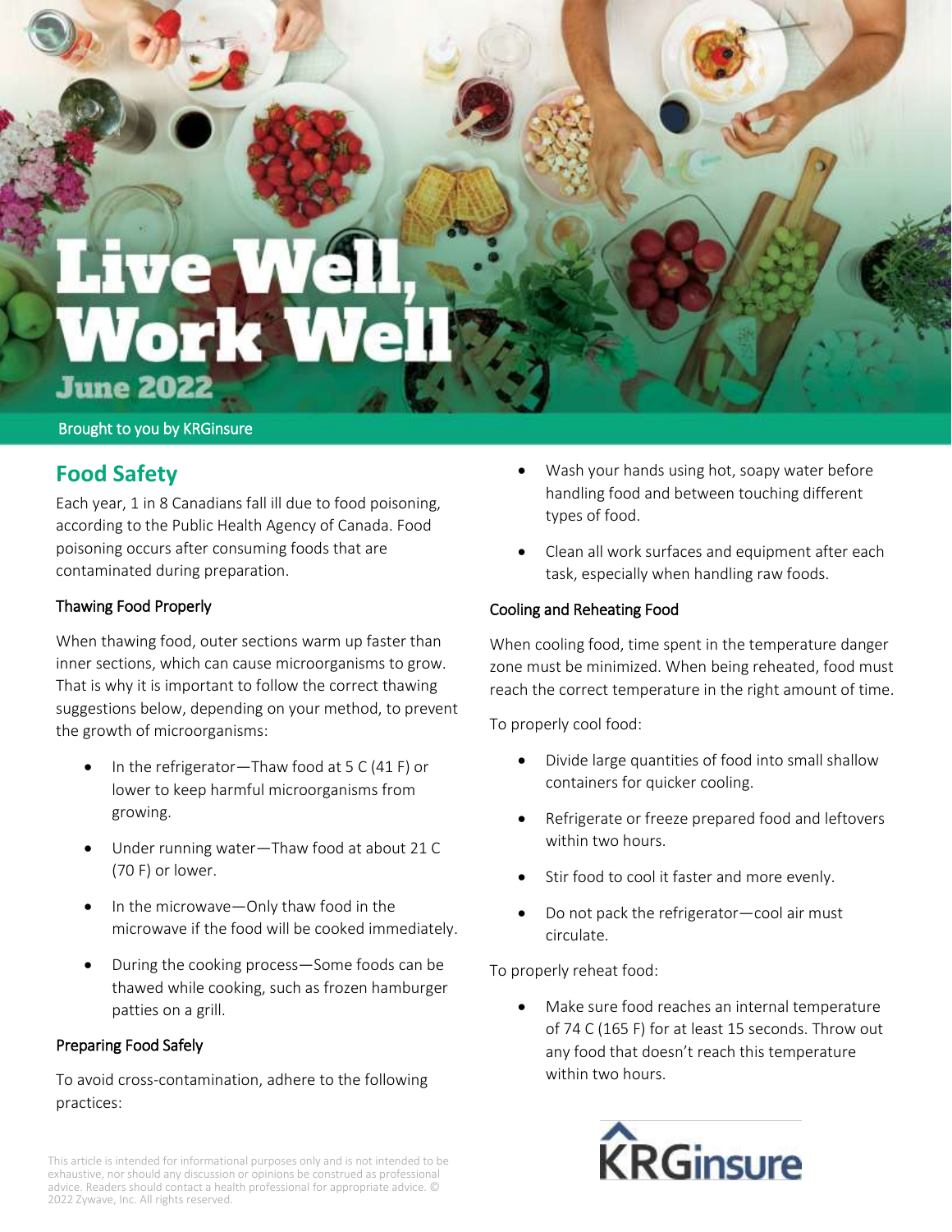# Live Well, Work Well

June 2022

Brought to you by KRGinsure

## Food Safety

Each year, 1 in 8 Canadians fall ill due to food poisoning, according to the Public Health Agency of Canada. Food poisoning occurs after consuming foods that are contaminated during preparation.

### Thawing Food Properly

When thawing food, outer sections warm up faster than inner sections, which can cause microorganisms to grow. That is why it is important to follow the correct thawing suggestions below, depending on your method, to prevent the growth of microorganisms:

- In the refrigerator—Thaw food at 5 C (41 F) or lower to keep harmful microorganisms from growing.
- Under running water—Thaw food at about 21 C (70 F) or lower.
- In the microwave—Only thaw food in the microwave if the food will be cooked immediately.
- During the cooking process—Some foods can be thawed while cooking, such as frozen hamburger patties on a grill.

### Preparing Food Safely

To avoid cross-contamination, adhere to the following practices:

- Wash your hands using hot, soapy water before handling food and between touching different types of food.
- Clean all work surfaces and equipment after each task, especially when handling raw foods.

### Cooling and Reheating Food

When cooling food, time spent in the temperature danger zone must be minimized. When being reheated, food must reach the correct temperature in the right amount of time.

To properly cool food:

- Divide large quantities of food into small shallow containers for quicker cooling.
- Refrigerate or freeze prepared food and leftovers within two hours.
- Stir food to cool it faster and more evenly.
- Do not pack the refrigerator—cool air must circulate.

To properly reheat food:

- Make sure food reaches an internal temperature of 74 C (165 F) for at least 15 seconds. Throw out any food that doesn't reach this temperature within two hours.

This article is intended for informational purposes only and is not intended to be exhaustive, nor should any discussion or opinions be construed as professional advice. Readers should contact a health professional for appropriate advice. © 2022 Zywave, Inc. All rights reserved.

KRGinsure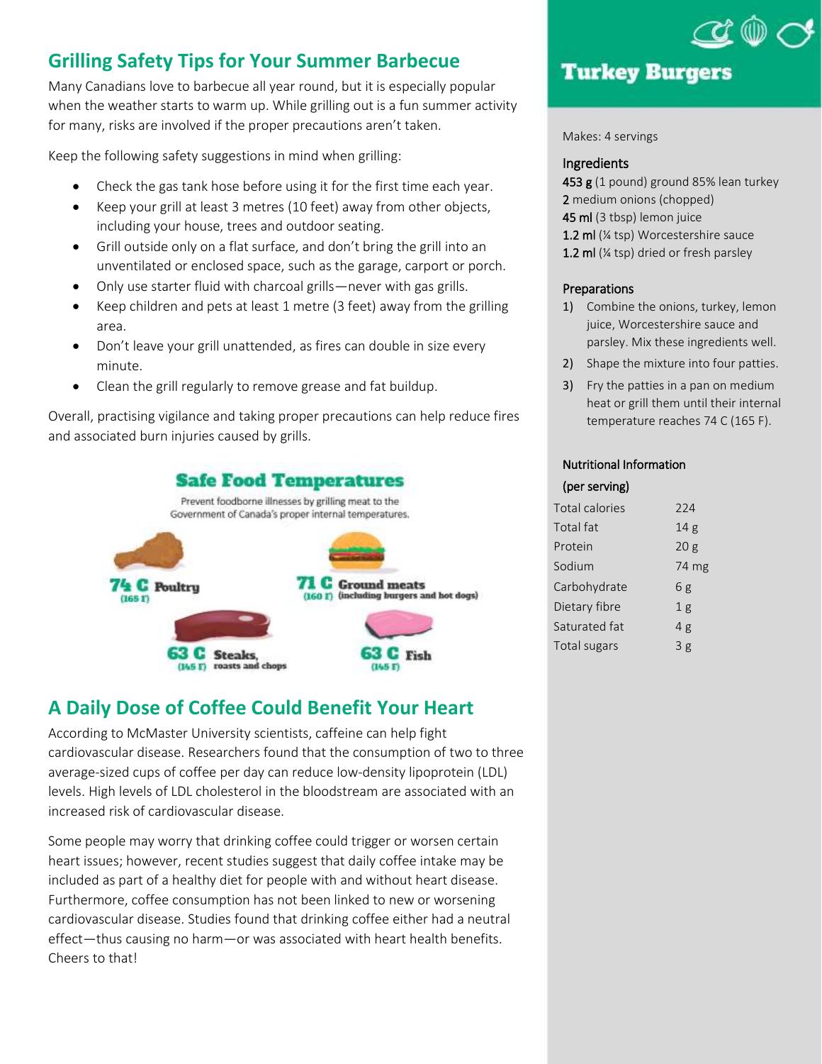## Grilling Safety Tips for Your Summer Barbecue

Many Canadians love to barbecue all year round, but it is especially popular when the weather starts to warm up. While grilling out is a fun summer activity for many, risks are involved if the proper precautions aren't taken.

Keep the following safety suggestions in mind when grilling:

- Check the gas tank hose before using it for the first time each year.
- Keep your grill at least 3 metres (10 feet) away from other objects, including your house, trees and outdoor seating.
- Grill outside only on a flat surface, and don't bring the grill into an unventilated or enclosed space, such as the garage, carport or porch.
- Only use starter fluid with charcoal grills—never with gas grills.
- Keep children and pets at least 1 metre (3 feet) away from the grilling area.
- Don't leave your grill unattended, as fires can double in size every minute.
- Clean the grill regularly to remove grease and fat buildup.

Overall, practising vigilance and taking proper precautions can help reduce fires and associated burn injuries caused by grills.

### Safe Food Temperatures

Prevent foodborne illnesses by grilling meat to the Government of Canada's proper internal temperatures.

74 C Poultry (165 F)

71 C Ground meats (160 F) (including burgers and hot dogs)

63 C Steaks, roasts and chops (145 F)

63 C Fish (145 F)

## A Daily Dose of Coffee Could Benefit Your Heart

According to McMaster University scientists, caffeine can help fight cardiovascular disease. Researchers found that the consumption of two to three average-sized cups of coffee per day can reduce low-density lipoprotein (LDL) levels. High levels of LDL cholesterol in the bloodstream are associated with an increased risk of cardiovascular disease.

Some people may worry that drinking coffee could trigger or worsen certain heart issues; however, recent studies suggest that daily coffee intake may be included as part of a healthy diet for people with and without heart disease. Furthermore, coffee consumption has not been linked to new or worsening cardiovascular disease. Studies found that drinking coffee either had a neutral effect—thus causing no harm—or was associated with heart health benefits. Cheers to that!

## Turkey Burgers

Makes: 4 servings

### Ingredients

**453 g** (1 pound) ground 85% lean turkey
**2** medium onions (chopped)
**45 ml** (3 tbsp) lemon juice
**1.2 ml** (¼ tsp) Worcestershire sauce
**1.2 ml** (¼ tsp) dried or fresh parsley

### Preparations

1) Combine the onions, turkey, lemon juice, Worcestershire sauce and parsley. Mix these ingredients well.
2) Shape the mixture into four patties.
3) Fry the patties in a pan on medium heat or grill them until their internal temperature reaches 74 C (165 F).

### Nutritional Information (per serving)

| | |
|---|---|
| Total calories | 224 |
| Total fat | 14 g |
| Protein | 20 g |
| Sodium | 74 mg |
| Carbohydrate | 6 g |
| Dietary fibre | 1 g |
| Saturated fat | 4 g |
| Total sugars | 3 g |